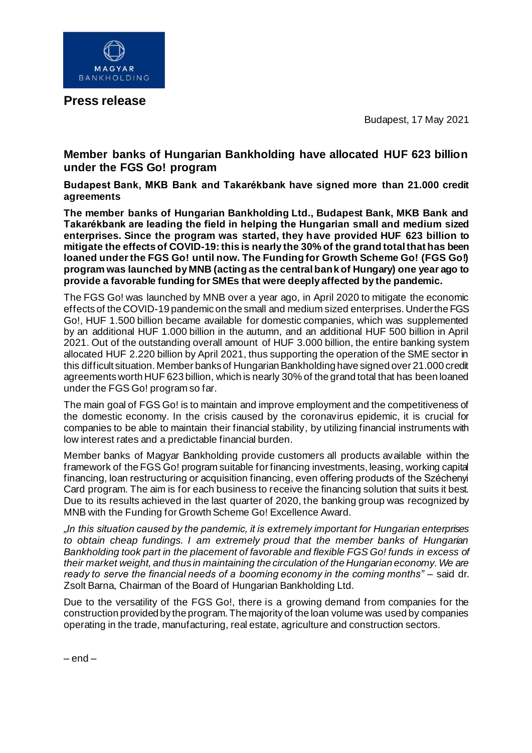MAGYAR BANKHOLDING

# Press release

Budapest, 17 May 2021

## Member banks of Hungarian Bankholding have allocated HUF 623 billion under the FGS Go! program

**Budapest Bank, MKB Bank and Takarékbank have signed more than 21.000 credit agreements**

**The member banks of Hungarian Bankholding Ltd., Budapest Bank, MKB Bank and Takarékbank are leading the field in helping the Hungarian small and medium sized enterprises. Since the program was started, they have provided HUF 623 billion to mitigate the effects of COVID-19: this is nearly the 30% of the grand total that has been loaned under the FGS Go! until now. The Funding for Growth Scheme Go! (FGS Go!) program was launched by MNB (acting as the central bank of Hungary) one year ago to provide a favorable funding for SMEs that were deeply affected by the pandemic.**

The FGS Go! was launched by MNB over a year ago, in April 2020 to mitigate the economic effects of the COVID-19 pandemic on the small and medium sized enterprises. Under the FGS Go!, HUF 1.500 billion became available for domestic companies, which was supplemented by an additional HUF 1.000 billion in the autumn, and an additional HUF 500 billion in April 2021. Out of the outstanding overall amount of HUF 3.000 billion, the entire banking system allocated HUF 2.220 billion by April 2021, thus supporting the operation of the SME sector in this difficult situation. Member banks of Hungarian Bankholding have signed over 21.000 credit agreements worth HUF 623 billion, which is nearly 30% of the grand total that has been loaned under the FGS Go! program so far.

The main goal of FGS Go! is to maintain and improve employment and the competitiveness of the domestic economy. In the crisis caused by the coronavirus epidemic, it is crucial for companies to be able to maintain their financial stability, by utilizing financial instruments with low interest rates and a predictable financial burden.

Member banks of Magyar Bankholding provide customers all products available within the framework of the FGS Go! program suitable for financing investments, leasing, working capital financing, loan restructuring or acquisition financing, even offering products of the Széchenyi Card program. The aim is for each business to receive the financing solution that suits it best. Due to its results achieved in the last quarter of 2020, the banking group was recognized by MNB with the Funding for Growth Scheme Go! Excellence Award.

*„In this situation caused by the pandemic, it is extremely important for Hungarian enterprises to obtain cheap fundings. I am extremely proud that the member banks of Hungarian Bankholding took part in the placement of favorable and flexible FGS Go! funds in excess of their market weight, and thus in maintaining the circulation of the Hungarian economy. We are ready to serve the financial needs of a booming economy in the coming months"* – said dr. Zsolt Barna, Chairman of the Board of Hungarian Bankholding Ltd.

Due to the versatility of the FGS Go!, there is a growing demand from companies for the construction provided by the program. The majority of the loan volume was used by companies operating in the trade, manufacturing, real estate, agriculture and construction sectors.

– end –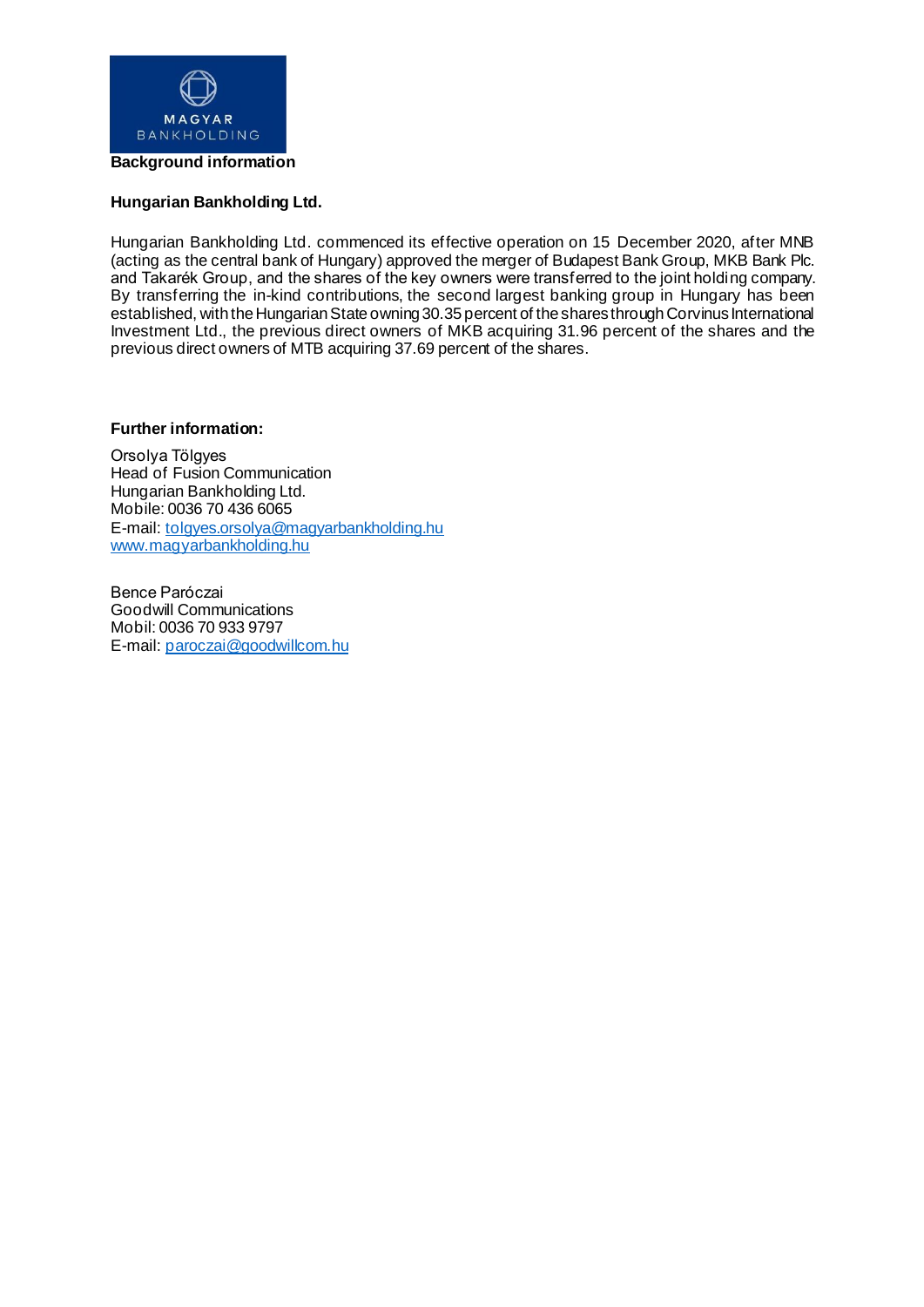MAGYAR BANKHOLDING

**Background information**

**Hungarian Bankholding Ltd.**

Hungarian Bankholding Ltd. commenced its effective operation on 15 December 2020, after MNB (acting as the central bank of Hungary) approved the merger of Budapest Bank Group, MKB Bank Plc. and Takarék Group, and the shares of the key owners were transferred to the joint holding company. By transferring the in-kind contributions, the second largest banking group in Hungary has been established, with the Hungarian State owning 30.35 percent of the shares through Corvinus International Investment Ltd., the previous direct owners of MKB acquiring 31.96 percent of the shares and the previous direct owners of MTB acquiring 37.69 percent of the shares.

**Further information:**

Orsolya Tölgyes
Head of Fusion Communication
Hungarian Bankholding Ltd.
Mobile: 0036 70 436 6065
E-mail: tolgyes.orsolya@magyarbankholding.hu
www.magyarbankholding.hu

Bence Paróczai
Goodwill Communications
Mobil: 0036 70 933 9797
E-mail: paroczai@goodwillcom.hu